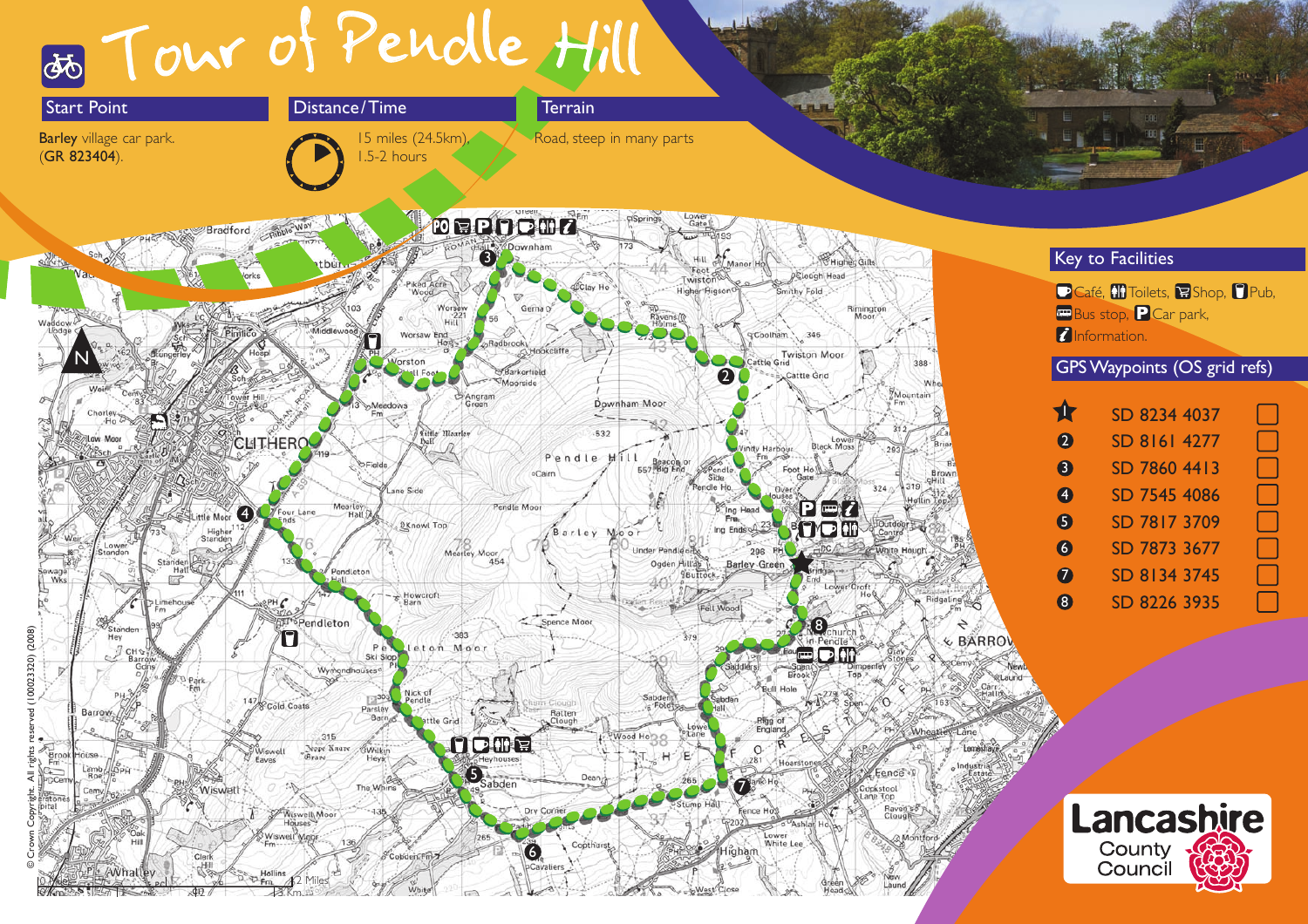# Tour of Pendle Hill

## Start Point

**Barley** village car park.
(**GR 823404**).

## Distance/Time

15 miles (24.5km),
1.5-2 hours

## Terrain

Road, steep in many parts

## Key to Facilities

Café, Toilets, Shop, Pub, Bus stop, Car park, Information.

## GPS Waypoints (OS grid refs)

| Waypoint | Grid ref |
|---|---|
| 1 | SD 8234 4037 |
| 2 | SD 8161 4277 |
| 3 | SD 7860 4413 |
| 4 | SD 7545 4086 |
| 5 | SD 7817 3709 |
| 6 | SD 7873 3677 |
| 7 | SD 8134 3745 |
| 8 | SD 8226 3935 |

© Crown Copyright. All rights reserved (100023320) (2008)

Lancashire County Council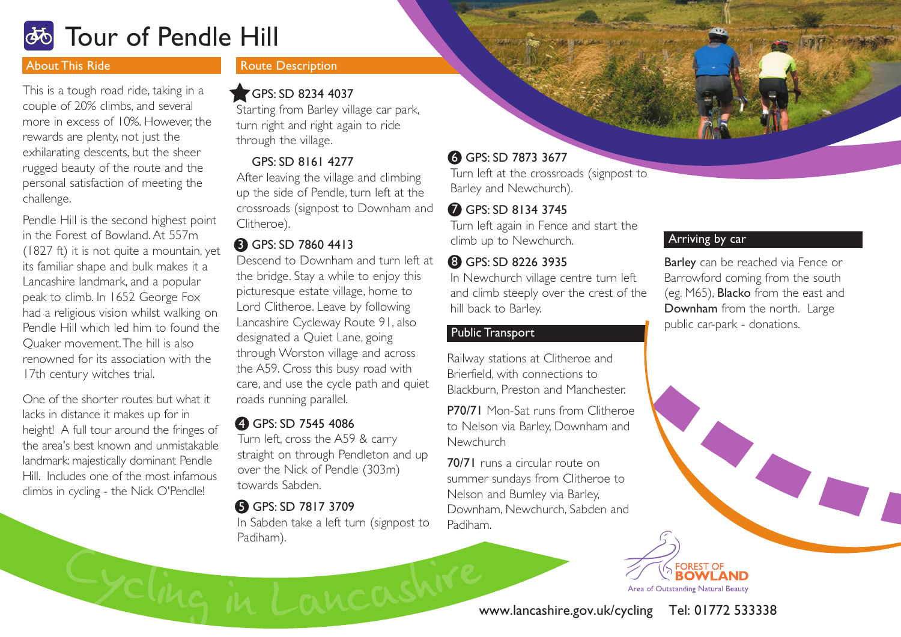# Tour of Pendle Hill

## About This Ride

This is a tough road ride, taking in a couple of 20% climbs, and several more in excess of 10%. However, the rewards are plenty, not just the exhilarating descents, but the sheer rugged beauty of the route and the personal satisfaction of meeting the challenge.

Pendle Hill is the second highest point in the Forest of Bowland. At 557m (1827 ft) it is not quite a mountain, yet its familiar shape and bulk makes it a Lancashire landmark, and a popular peak to climb. In 1652 George Fox had a religious vision whilst walking on Pendle Hill which led him to found the Quaker movement. The hill is also renowned for its association with the 17th century witches trial.

One of the shorter routes but what it lacks in distance it makes up for in height! A full tour around the fringes of the area's best known and unmistakable landmark: majestically dominant Pendle Hill. Includes one of the most infamous climbs in cycling - the Nick O'Pendle!

## Route Description

★ GPS: SD 8234 4037
Starting from Barley village car park, turn right and right again to ride through the village.

GPS: SD 8161 4277
After leaving the village and climbing up the side of Pendle, turn left at the crossroads (signpost to Downham and Clitheroe).

3 GPS: SD 7860 4413
Descend to Downham and turn left at the bridge. Stay a while to enjoy this picturesque estate village, home to Lord Clitheroe. Leave by following Lancashire Cycleway Route 91, also designated a Quiet Lane, going through Worston village and across the A59. Cross this busy road with care, and use the cycle path and quiet roads running parallel.

4 GPS: SD 7545 4086
Turn left, cross the A59 & carry straight on through Pendleton and up over the Nick of Pendle (303m) towards Sabden.

5 GPS: SD 7817 3709
In Sabden take a left turn (signpost to Padiham).

6 GPS: SD 7873 3677
Turn left at the crossroads (signpost to Barley and Newchurch).

7 GPS: SD 8134 3745
Turn left again in Fence and start the climb up to Newchurch.

8 GPS: SD 8226 3935
In Newchurch village centre turn left and climb steeply over the crest of the hill back to Barley.

## Public Transport

Railway stations at Clitheroe and Brierfield, with connections to Blackburn, Preston and Manchester.

**P70/71** Mon-Sat runs from Clitheroe to Nelson via Barley, Downham and Newchurch

**70/71** runs a circular route on summer sundays from Clitheroe to Nelson and Bumley via Barley, Downham, Newchurch, Sabden and Padiham.

## Arriving by car

**Barley** can be reached via Fence or Barrowford coming from the south (eg. M65), **Blacko** from the east and **Downham** from the north. Large public car-park - donations.

Cycling in Lancashire

FOREST OF BOWLAND
Area of Outstanding Natural Beauty

www.lancashire.gov.uk/cycling Tel: 01772 533338